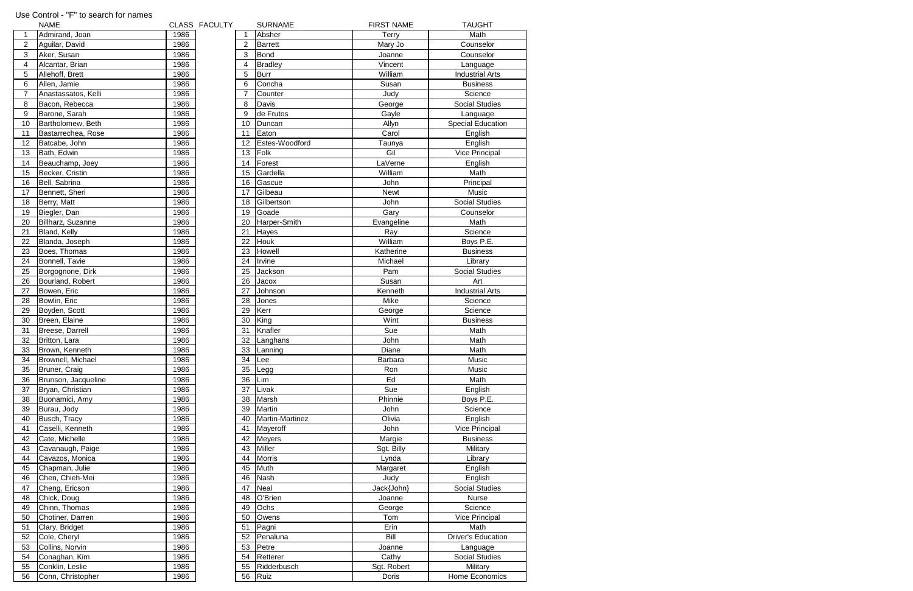Use Control - "F" to search for names

| | NAME | CLASS |
|---|---|---|
| 1 | Admirand, Joan | 1986 |
| 2 | Aguilar, David | 1986 |
| 3 | Aker, Susan | 1986 |
| 4 | Alcantar, Brian | 1986 |
| 5 | Allehoff, Brett | 1986 |
| 6 | Allen, Jamie | 1986 |
| 7 | Anastassatos, Kelli | 1986 |
| 8 | Bacon, Rebecca | 1986 |
| 9 | Barone, Sarah | 1986 |
| 10 | Bartholomew, Beth | 1986 |
| 11 | Bastarrechea, Rose | 1986 |
| 12 | Batcabe, John | 1986 |
| 13 | Bath, Edwin | 1986 |
| 14 | Beauchamp, Joey | 1986 |
| 15 | Becker, Cristin | 1986 |
| 16 | Bell, Sabrina | 1986 |
| 17 | Bennett, Sheri | 1986 |
| 18 | Berry, Matt | 1986 |
| 19 | Biegler, Dan | 1986 |
| 20 | Billharz, Suzanne | 1986 |
| 21 | Bland, Kelly | 1986 |
| 22 | Blanda, Joseph | 1986 |
| 23 | Boes, Thomas | 1986 |
| 24 | Bonnell, Tavie | 1986 |
| 25 | Borgognone, Dirk | 1986 |
| 26 | Bourland, Robert | 1986 |
| 27 | Bowen, Eric | 1986 |
| 28 | Bowlin, Eric | 1986 |
| 29 | Boyden, Scott | 1986 |
| 30 | Breen, Elaine | 1986 |
| 31 | Breese, Darrell | 1986 |
| 32 | Britton, Lara | 1986 |
| 33 | Brown, Kenneth | 1986 |
| 34 | Brownell, Michael | 1986 |
| 35 | Bruner, Craig | 1986 |
| 36 | Brunson, Jacqueline | 1986 |
| 37 | Bryan, Christian | 1986 |
| 38 | Buonamici, Amy | 1986 |
| 39 | Burau, Jody | 1986 |
| 40 | Busch, Tracy | 1986 |
| 41 | Caselli, Kenneth | 1986 |
| 42 | Cate, Michelle | 1986 |
| 43 | Cavanaugh, Paige | 1986 |
| 44 | Cavazos, Monica | 1986 |
| 45 | Chapman, Julie | 1986 |
| 46 | Chen, Chieh-Mei | 1986 |
| 47 | Cheng, Ericson | 1986 |
| 48 | Chick, Doug | 1986 |
| 49 | Chinn, Thomas | 1986 |
| 50 | Chotiner, Darren | 1986 |
| 51 | Clary, Bridget | 1986 |
| 52 | Cole, Cheryl | 1986 |
| 53 | Collins, Norvin | 1986 |
| 54 | Conaghan, Kim | 1986 |
| 55 | Conklin, Leslie | 1986 |
| 56 | Conn, Christopher | 1986 |

FACULTY

| | SURNAME | FIRST NAME | TAUGHT |
|---|---|---|---|
| 1 | Absher | Terry | Math |
| 2 | Barrett | Mary Jo | Counselor |
| 3 | Bond | Joanne | Counselor |
| 4 | Bradley | Vincent | Language |
| 5 | Burr | William | Industrial Arts |
| 6 | Concha | Susan | Business |
| 7 | Counter | Judy | Science |
| 8 | Davis | George | Social Studies |
| 9 | de Frutos | Gayle | Language |
| 10 | Duncan | Allyn | Special Education |
| 11 | Eaton | Carol | English |
| 12 | Estes-Woodford | Taunya | English |
| 13 | Folk | Gil | Vice Principal |
| 14 | Forest | LaVerne | English |
| 15 | Gardella | William | Math |
| 16 | Gascue | John | Principal |
| 17 | Gilbeau | Newt | Music |
| 18 | Gilbertson | John | Social Studies |
| 19 | Goade | Gary | Counselor |
| 20 | Harper-Smith | Evangeline | Math |
| 21 | Hayes | Ray | Science |
| 22 | Houk | William | Boys P.E. |
| 23 | Howell | Katherine | Business |
| 24 | Irvine | Michael | Library |
| 25 | Jackson | Pam | Social Studies |
| 26 | Jacox | Susan | Art |
| 27 | Johnson | Kenneth | Industrial Arts |
| 28 | Jones | Mike | Science |
| 29 | Kerr | George | Science |
| 30 | King | Wint | Business |
| 31 | Knafler | Sue | Math |
| 32 | Langhans | John | Math |
| 33 | Lanning | Diane | Math |
| 34 | Lee | Barbara | Music |
| 35 | Legg | Ron | Music |
| 36 | Lim | Ed | Math |
| 37 | Livak | Sue | English |
| 38 | Marsh | Phinnie | Boys P.E. |
| 39 | Martin | John | Science |
| 40 | Martin-Martinez | Olivia | English |
| 41 | Mayeroff | John | Vice Principal |
| 42 | Meyers | Margie | Business |
| 43 | Miller | Sgt. Billy | Military |
| 44 | Morris | Lynda | Library |
| 45 | Muth | Margaret | English |
| 46 | Nash | Judy | English |
| 47 | Neal | Jack{John} | Social Studies |
| 48 | O'Brien | Joanne | Nurse |
| 49 | Ochs | George | Science |
| 50 | Owens | Tom | Vice Principal |
| 51 | Pagni | Erin | Math |
| 52 | Penaluna | Bill | Driver's Education |
| 53 | Petre | Joanne | Language |
| 54 | Retterer | Cathy | Social Studies |
| 55 | Ridderbusch | Sgt. Robert | Military |
| 56 | Ruiz | Doris | Home Economics |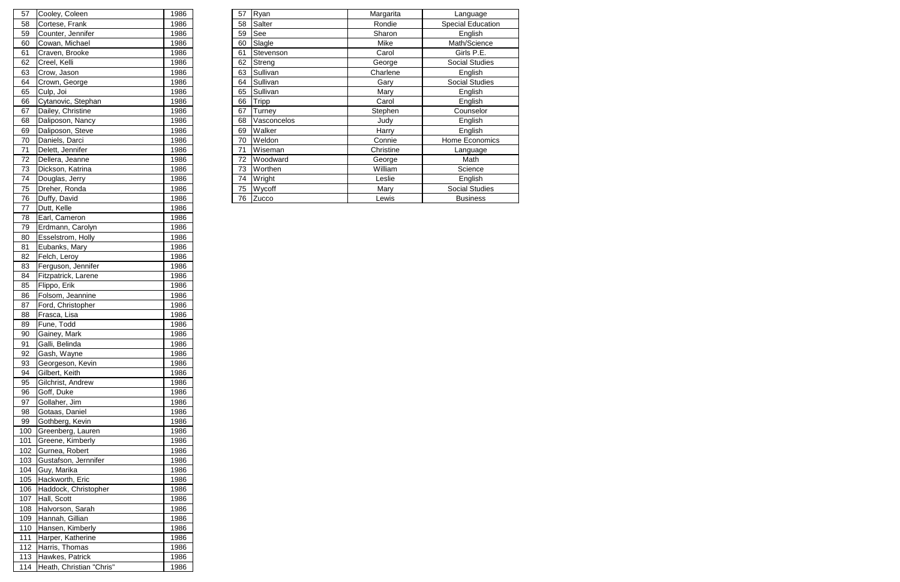| | | |
|---|---|---|
| 57 | Cooley, Coleen | 1986 |
| 58 | Cortese, Frank | 1986 |
| 59 | Counter, Jennifer | 1986 |
| 60 | Cowan, Michael | 1986 |
| 61 | Craven, Brooke | 1986 |
| 62 | Creel, Kelli | 1986 |
| 63 | Crow, Jason | 1986 |
| 64 | Crown, George | 1986 |
| 65 | Culp, Joi | 1986 |
| 66 | Cytanovic, Stephan | 1986 |
| 67 | Dailey, Christine | 1986 |
| 68 | Daliposon, Nancy | 1986 |
| 69 | Daliposon, Steve | 1986 |
| 70 | Daniels, Darci | 1986 |
| 71 | Delett, Jennifer | 1986 |
| 72 | Dellera, Jeanne | 1986 |
| 73 | Dickson, Katrina | 1986 |
| 74 | Douglas, Jerry | 1986 |
| 75 | Dreher, Ronda | 1986 |
| 76 | Duffy, David | 1986 |
| 77 | Dutt, Kelle | 1986 |
| 78 | Earl, Cameron | 1986 |
| 79 | Erdmann, Carolyn | 1986 |
| 80 | Esselstrom, Holly | 1986 |
| 81 | Eubanks, Mary | 1986 |
| 82 | Felch, Leroy | 1986 |
| 83 | Ferguson, Jennifer | 1986 |
| 84 | Fitzpatrick, Larene | 1986 |
| 85 | Flippo, Erik | 1986 |
| 86 | Folsom, Jeannine | 1986 |
| 87 | Ford, Christopher | 1986 |
| 88 | Frasca, Lisa | 1986 |
| 89 | Fune, Todd | 1986 |
| 90 | Gainey, Mark | 1986 |
| 91 | Galli, Belinda | 1986 |
| 92 | Gash, Wayne | 1986 |
| 93 | Georgeson, Kevin | 1986 |
| 94 | Gilbert, Keith | 1986 |
| 95 | Gilchrist, Andrew | 1986 |
| 96 | Goff, Duke | 1986 |
| 97 | Gollaher, Jim | 1986 |
| 98 | Gotaas, Daniel | 1986 |
| 99 | Gothberg, Kevin | 1986 |
| 100 | Greenberg, Lauren | 1986 |
| 101 | Greene, Kimberly | 1986 |
| 102 | Gurnea, Robert | 1986 |
| 103 | Gustafson, Jernnifer | 1986 |
| 104 | Guy, Marika | 1986 |
| 105 | Hackworth, Eric | 1986 |
| 106 | Haddock, Christopher | 1986 |
| 107 | Hall, Scott | 1986 |
| 108 | Halvorson, Sarah | 1986 |
| 109 | Hannah, Gillian | 1986 |
| 110 | Hansen, Kimberly | 1986 |
| 111 | Harper, Katherine | 1986 |
| 112 | Harris, Thomas | 1986 |
| 113 | Hawkes, Patrick | 1986 |
| 114 | Heath, Christian "Chris" | 1986 |

| | | | |
|---|---|---|---|
| 57 | Ryan | Margarita | Language |
| 58 | Salter | Rondie | Special Education |
| 59 | See | Sharon | English |
| 60 | Slagle | Mike | Math/Science |
| 61 | Stevenson | Carol | Girls P.E. |
| 62 | Streng | George | Social Studies |
| 63 | Sullivan | Charlene | English |
| 64 | Sullivan | Gary | Social Studies |
| 65 | Sullivan | Mary | English |
| 66 | Tripp | Carol | English |
| 67 | Turney | Stephen | Counselor |
| 68 | Vasconcelos | Judy | English |
| 69 | Walker | Harry | English |
| 70 | Weldon | Connie | Home Economics |
| 71 | Wiseman | Christine | Language |
| 72 | Woodward | George | Math |
| 73 | Worthen | William | Science |
| 74 | Wright | Leslie | English |
| 75 | Wycoff | Mary | Social Studies |
| 76 | Zucco | Lewis | Business |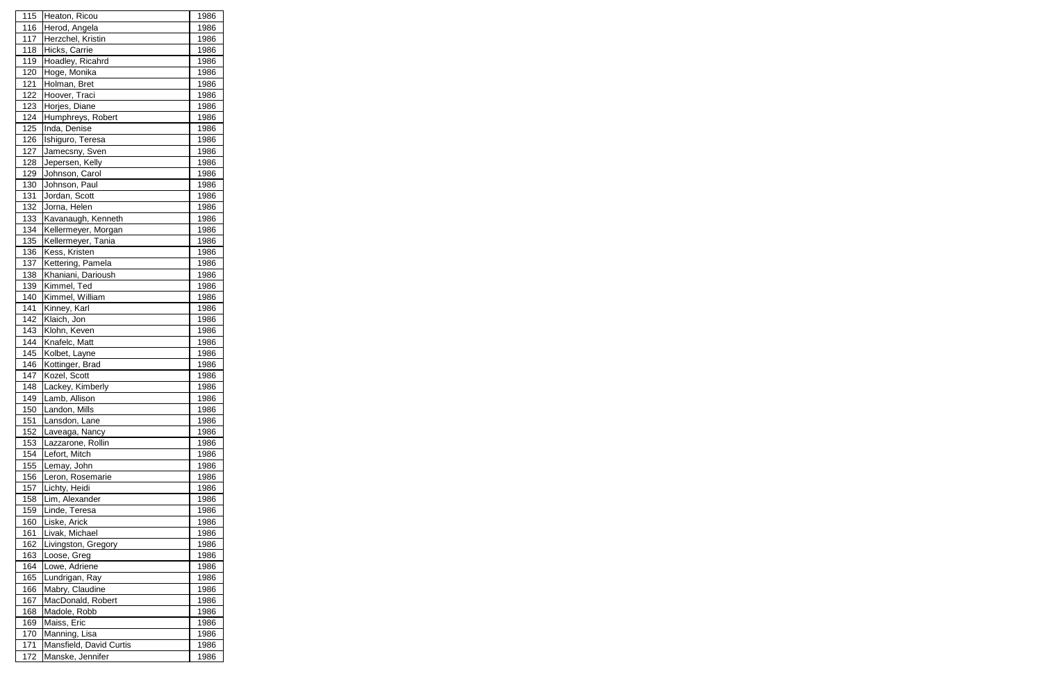| 115 | Heaton, Ricou | 1986 |
|---|---|---|
| 116 | Herod, Angela | 1986 |
| 117 | Herzchel, Kristin | 1986 |
| 118 | Hicks, Carrie | 1986 |
| 119 | Hoadley, Ricahrd | 1986 |
| 120 | Hoge, Monika | 1986 |
| 121 | Holman, Bret | 1986 |
| 122 | Hoover, Traci | 1986 |
| 123 | Horjes, Diane | 1986 |
| 124 | Humphreys, Robert | 1986 |
| 125 | Inda, Denise | 1986 |
| 126 | Ishiguro, Teresa | 1986 |
| 127 | Jamecsny, Sven | 1986 |
| 128 | Jepersen, Kelly | 1986 |
| 129 | Johnson, Carol | 1986 |
| 130 | Johnson, Paul | 1986 |
| 131 | Jordan, Scott | 1986 |
| 132 | Jorna, Helen | 1986 |
| 133 | Kavanaugh, Kenneth | 1986 |
| 134 | Kellermeyer, Morgan | 1986 |
| 135 | Kellermeyer, Tania | 1986 |
| 136 | Kess, Kristen | 1986 |
| 137 | Kettering, Pamela | 1986 |
| 138 | Khaniani, Darioush | 1986 |
| 139 | Kimmel, Ted | 1986 |
| 140 | Kimmel, William | 1986 |
| 141 | Kinney, Karl | 1986 |
| 142 | Klaich, Jon | 1986 |
| 143 | Klohn, Keven | 1986 |
| 144 | Knafelc, Matt | 1986 |
| 145 | Kolbet, Layne | 1986 |
| 146 | Kottinger, Brad | 1986 |
| 147 | Kozel, Scott | 1986 |
| 148 | Lackey, Kimberly | 1986 |
| 149 | Lamb, Allison | 1986 |
| 150 | Landon, Mills | 1986 |
| 151 | Lansdon, Lane | 1986 |
| 152 | Laveaga, Nancy | 1986 |
| 153 | Lazzarone, Rollin | 1986 |
| 154 | Lefort, Mitch | 1986 |
| 155 | Lemay, John | 1986 |
| 156 | Leron, Rosemarie | 1986 |
| 157 | Lichty, Heidi | 1986 |
| 158 | Lim, Alexander | 1986 |
| 159 | Linde, Teresa | 1986 |
| 160 | Liske, Arick | 1986 |
| 161 | Livak, Michael | 1986 |
| 162 | Livingston, Gregory | 1986 |
| 163 | Loose, Greg | 1986 |
| 164 | Lowe, Adriene | 1986 |
| 165 | Lundrigan, Ray | 1986 |
| 166 | Mabry, Claudine | 1986 |
| 167 | MacDonald, Robert | 1986 |
| 168 | Madole, Robb | 1986 |
| 169 | Maiss, Eric | 1986 |
| 170 | Manning, Lisa | 1986 |
| 171 | Mansfield, David Curtis | 1986 |
| 172 | Manske, Jennifer | 1986 |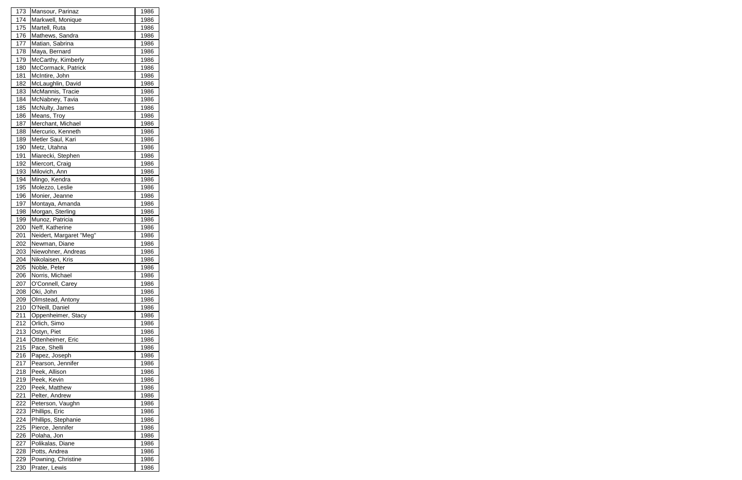| 173 | Mansour, Parinaz | 1986 |
|---|---|---|
| 174 | Markwell, Monique | 1986 |
| 175 | Martell, Ruta | 1986 |
| 176 | Mathews, Sandra | 1986 |
| 177 | Matian, Sabrina | 1986 |
| 178 | Maya, Bernard | 1986 |
| 179 | McCarthy, Kimberly | 1986 |
| 180 | McCormack, Patrick | 1986 |
| 181 | McIntire, John | 1986 |
| 182 | McLaughlin, David | 1986 |
| 183 | McMannis, Tracie | 1986 |
| 184 | McNabney, Tavia | 1986 |
| 185 | McNulty, James | 1986 |
| 186 | Means, Troy | 1986 |
| 187 | Merchant, Michael | 1986 |
| 188 | Mercurio, Kenneth | 1986 |
| 189 | Metler Saul, Kari | 1986 |
| 190 | Metz, Utahna | 1986 |
| 191 | Miarecki, Stephen | 1986 |
| 192 | Miercort, Craig | 1986 |
| 193 | Milovich, Ann | 1986 |
| 194 | Mingo, Kendra | 1986 |
| 195 | Molezzo, Leslie | 1986 |
| 196 | Monier, Jeanne | 1986 |
| 197 | Montaya, Amanda | 1986 |
| 198 | Morgan, Sterling | 1986 |
| 199 | Munoz, Patricia | 1986 |
| 200 | Neff, Katherine | 1986 |
| 201 | Neidert, Margaret "Meg" | 1986 |
| 202 | Newman, Diane | 1986 |
| 203 | Niewohner, Andreas | 1986 |
| 204 | Nikolaisen, Kris | 1986 |
| 205 | Noble, Peter | 1986 |
| 206 | Norris, Michael | 1986 |
| 207 | O'Connell, Carey | 1986 |
| 208 | Oki, John | 1986 |
| 209 | Olmstead, Antony | 1986 |
| 210 | O'Neill, Daniel | 1986 |
| 211 | Oppenheimer, Stacy | 1986 |
| 212 | Orlich, Simo | 1986 |
| 213 | Ostyn, Piet | 1986 |
| 214 | Ottenheimer, Eric | 1986 |
| 215 | Pace, Shelli | 1986 |
| 216 | Papez, Joseph | 1986 |
| 217 | Pearson, Jennifer | 1986 |
| 218 | Peek, Allison | 1986 |
| 219 | Peek, Kevin | 1986 |
| 220 | Peek, Matthew | 1986 |
| 221 | Pelter, Andrew | 1986 |
| 222 | Peterson, Vaughn | 1986 |
| 223 | Phillips, Eric | 1986 |
| 224 | Phillips, Stephanie | 1986 |
| 225 | Pierce, Jennifer | 1986 |
| 226 | Polaha, Jon | 1986 |
| 227 | Polikalas, Diane | 1986 |
| 228 | Potts, Andrea | 1986 |
| 229 | Powning, Christine | 1986 |
| 230 | Prater, Lewis | 1986 |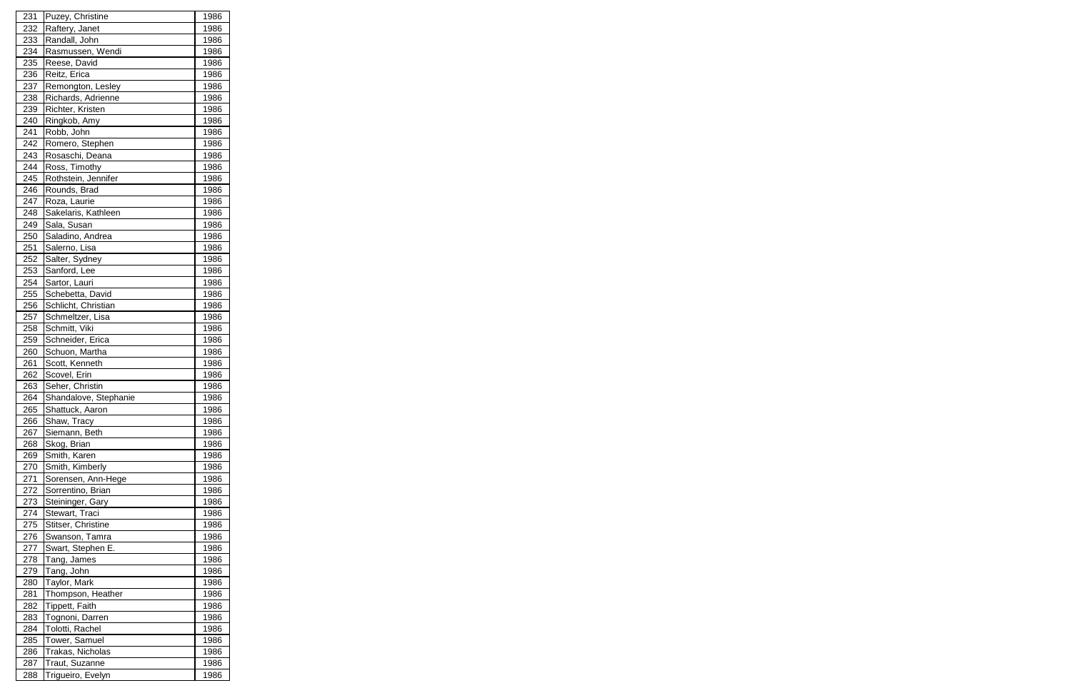| | | |
|---|---|---|
| 231 | Puzey, Christine | 1986 |
| 232 | Raftery, Janet | 1986 |
| 233 | Randall, John | 1986 |
| 234 | Rasmussen, Wendi | 1986 |
| 235 | Reese, David | 1986 |
| 236 | Reitz, Erica | 1986 |
| 237 | Remongton, Lesley | 1986 |
| 238 | Richards, Adrienne | 1986 |
| 239 | Richter, Kristen | 1986 |
| 240 | Ringkob, Amy | 1986 |
| 241 | Robb, John | 1986 |
| 242 | Romero, Stephen | 1986 |
| 243 | Rosaschi, Deana | 1986 |
| 244 | Ross, Timothy | 1986 |
| 245 | Rothstein, Jennifer | 1986 |
| 246 | Rounds, Brad | 1986 |
| 247 | Roza, Laurie | 1986 |
| 248 | Sakelaris, Kathleen | 1986 |
| 249 | Sala, Susan | 1986 |
| 250 | Saladino, Andrea | 1986 |
| 251 | Salerno, Lisa | 1986 |
| 252 | Salter, Sydney | 1986 |
| 253 | Sanford, Lee | 1986 |
| 254 | Sartor, Lauri | 1986 |
| 255 | Schebetta, David | 1986 |
| 256 | Schlicht, Christian | 1986 |
| 257 | Schmeltzer, Lisa | 1986 |
| 258 | Schmitt, Viki | 1986 |
| 259 | Schneider, Erica | 1986 |
| 260 | Schuon, Martha | 1986 |
| 261 | Scott, Kenneth | 1986 |
| 262 | Scovel, Erin | 1986 |
| 263 | Seher, Christin | 1986 |
| 264 | Shandalove, Stephanie | 1986 |
| 265 | Shattuck, Aaron | 1986 |
| 266 | Shaw, Tracy | 1986 |
| 267 | Siemann, Beth | 1986 |
| 268 | Skog, Brian | 1986 |
| 269 | Smith, Karen | 1986 |
| 270 | Smith, Kimberly | 1986 |
| 271 | Sorensen, Ann-Hege | 1986 |
| 272 | Sorrentino, Brian | 1986 |
| 273 | Steininger, Gary | 1986 |
| 274 | Stewart, Traci | 1986 |
| 275 | Stitser, Christine | 1986 |
| 276 | Swanson, Tamra | 1986 |
| 277 | Swart, Stephen E. | 1986 |
| 278 | Tang, James | 1986 |
| 279 | Tang, John | 1986 |
| 280 | Taylor, Mark | 1986 |
| 281 | Thompson, Heather | 1986 |
| 282 | Tippett, Faith | 1986 |
| 283 | Tognoni, Darren | 1986 |
| 284 | Tolotti, Rachel | 1986 |
| 285 | Tower, Samuel | 1986 |
| 286 | Trakas, Nicholas | 1986 |
| 287 | Traut, Suzanne | 1986 |
| 288 | Trigueiro, Evelyn | 1986 |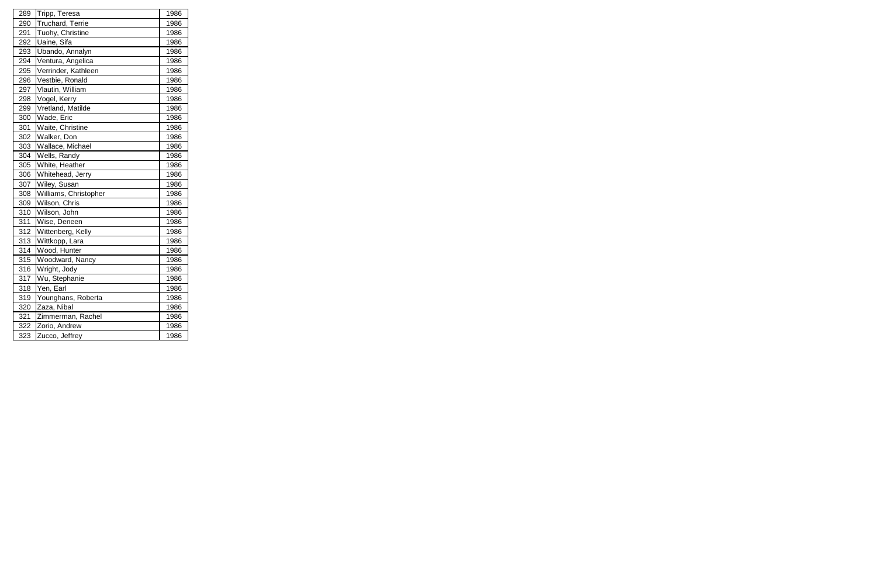| | | |
|---|---|---|
| 289 | Tripp, Teresa | 1986 |
| 290 | Truchard, Terrie | 1986 |
| 291 | Tuohy, Christine | 1986 |
| 292 | Uaine, Sifa | 1986 |
| 293 | Ubando, Annalyn | 1986 |
| 294 | Ventura, Angelica | 1986 |
| 295 | Verrinder, Kathleen | 1986 |
| 296 | Vestbie, Ronald | 1986 |
| 297 | Vlautin, William | 1986 |
| 298 | Vogel, Kerry | 1986 |
| 299 | Vretland, Matilde | 1986 |
| 300 | Wade, Eric | 1986 |
| 301 | Waite, Christine | 1986 |
| 302 | Walker, Don | 1986 |
| 303 | Wallace, Michael | 1986 |
| 304 | Wells, Randy | 1986 |
| 305 | White, Heather | 1986 |
| 306 | Whitehead, Jerry | 1986 |
| 307 | Wiley, Susan | 1986 |
| 308 | Williams, Christopher | 1986 |
| 309 | Wilson, Chris | 1986 |
| 310 | Wilson, John | 1986 |
| 311 | Wise, Deneen | 1986 |
| 312 | Wittenberg, Kelly | 1986 |
| 313 | Wittkopp, Lara | 1986 |
| 314 | Wood, Hunter | 1986 |
| 315 | Woodward, Nancy | 1986 |
| 316 | Wright, Jody | 1986 |
| 317 | Wu, Stephanie | 1986 |
| 318 | Yen, Earl | 1986 |
| 319 | Younghans, Roberta | 1986 |
| 320 | Zaza, Nibal | 1986 |
| 321 | Zimmerman, Rachel | 1986 |
| 322 | Zorio, Andrew | 1986 |
| 323 | Zucco, Jeffrey | 1986 |